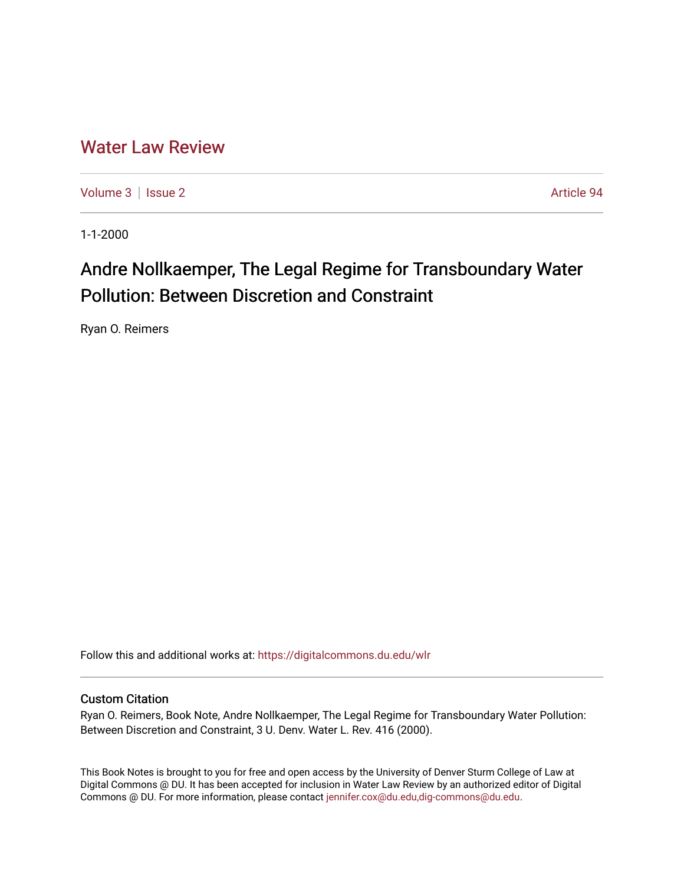# Water Law Review

Volume 3 | Issue 2 Article 94

1-1-2000

## Andre Nollkaemper, The Legal Regime for Transboundary Water Pollution: Between Discretion and Constraint

Ryan O. Reimers

Follow this and additional works at: https://digitalcommons.du.edu/wlr

### Custom Citation

Ryan O. Reimers, Book Note, Andre Nollkaemper, The Legal Regime for Transboundary Water Pollution: Between Discretion and Constraint, 3 U. Denv. Water L. Rev. 416 (2000).

This Book Notes is brought to you for free and open access by the University of Denver Sturm College of Law at Digital Commons @ DU. It has been accepted for inclusion in Water Law Review by an authorized editor of Digital Commons @ DU. For more information, please contact jennifer.cox@du.edu,dig-commons@du.edu.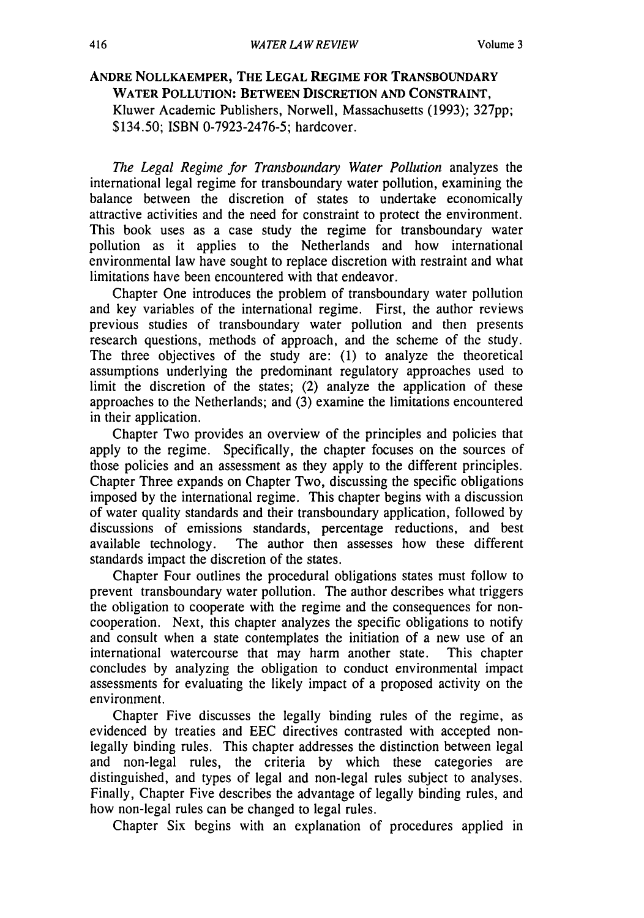**ANDRE NOLLKAEMPER, THE LEGAL REGIME FOR TRANSBOUNDARY WATER POLLUTION: BETWEEN DISCRETION AND CONSTRAINT,** Kluwer Academic Publishers, Norwell, Massachusetts (1993); 327pp; $134.50; ISBN 0-7923-2476-5; hardcover.

*The Legal Regime for Transboundary Water Pollution* analyzes the international legal regime for transboundary water pollution, examining the balance between the discretion of states to undertake economically attractive activities and the need for constraint to protect the environment. This book uses as a case study the regime for transboundary water pollution as it applies to the Netherlands and how international environmental law have sought to replace discretion with restraint and what limitations have been encountered with that endeavor.

Chapter One introduces the problem of transboundary water pollution and key variables of the international regime. First, the author reviews previous studies of transboundary water pollution and then presents research questions, methods of approach, and the scheme of the study. The three objectives of the study are: (1) to analyze the theoretical assumptions underlying the predominant regulatory approaches used to limit the discretion of the states; (2) analyze the application of these approaches to the Netherlands; and (3) examine the limitations encountered in their application.

Chapter Two provides an overview of the principles and policies that apply to the regime. Specifically, the chapter focuses on the sources of those policies and an assessment as they apply to the different principles. Chapter Three expands on Chapter Two, discussing the specific obligations imposed by the international regime. This chapter begins with a discussion of water quality standards and their transboundary application, followed by discussions of emissions standards, percentage reductions, and best available technology. The author then assesses how these different standards impact the discretion of the states.

Chapter Four outlines the procedural obligations states must follow to prevent transboundary water pollution. The author describes what triggers the obligation to cooperate with the regime and the consequences for non-cooperation. Next, this chapter analyzes the specific obligations to notify and consult when a state contemplates the initiation of a new use of an international watercourse that may harm another state. This chapter concludes by analyzing the obligation to conduct environmental impact assessments for evaluating the likely impact of a proposed activity on the environment.

Chapter Five discusses the legally binding rules of the regime, as evidenced by treaties and EEC directives contrasted with accepted non-legally binding rules. This chapter addresses the distinction between legal and non-legal rules, the criteria by which these categories are distinguished, and types of legal and non-legal rules subject to analyses. Finally, Chapter Five describes the advantage of legally binding rules, and how non-legal rules can be changed to legal rules.

Chapter Six begins with an explanation of procedures applied in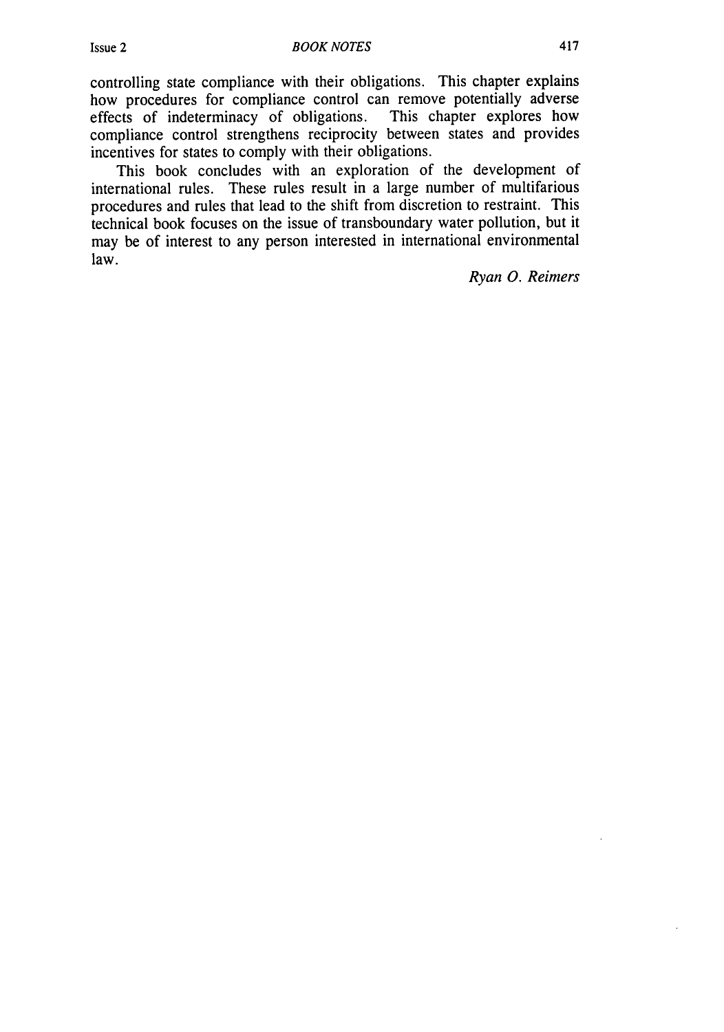controlling state compliance with their obligations. This chapter explains how procedures for compliance control can remove potentially adverse effects of indeterminacy of obligations. This chapter explores how compliance control strengthens reciprocity between states and provides incentives for states to comply with their obligations.

This book concludes with an exploration of the development of international rules. These rules result in a large number of multifarious procedures and rules that lead to the shift from discretion to restraint. This technical book focuses on the issue of transboundary water pollution, but it may be of interest to any person interested in international environmental law.

*Ryan O. Reimers*